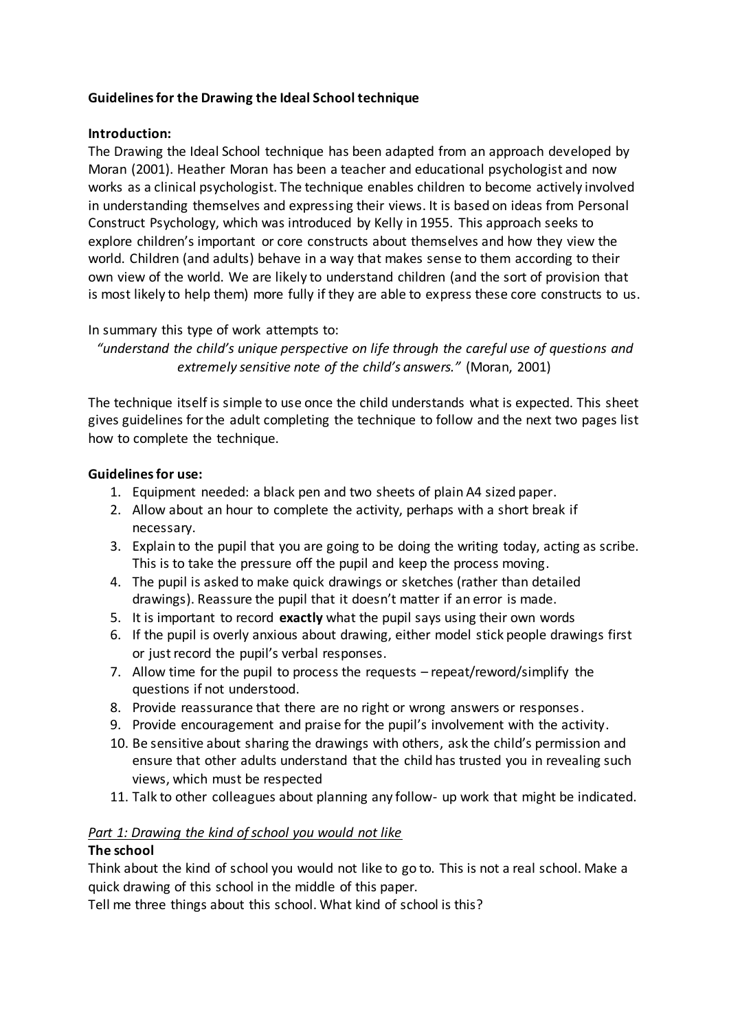**Guidelines for the Drawing the Ideal School technique**

**Introduction:**

The Drawing the Ideal School technique has been adapted from an approach developed by Moran (2001). Heather Moran has been a teacher and educational psychologist and now works as a clinical psychologist. The technique enables children to become actively involved in understanding themselves and expressing their views. It is based on ideas from Personal Construct Psychology, which was introduced by Kelly in 1955. This approach seeks to explore children's important or core constructs about themselves and how they view the world. Children (and adults) behave in a way that makes sense to them according to their own view of the world. We are likely to understand children (and the sort of provision that is most likely to help them) more fully if they are able to express these core constructs to us.

In summary this type of work attempts to:

*"understand the child's unique perspective on life through the careful use of questions and extremely sensitive note of the child's answers."* (Moran, 2001)

The technique itself is simple to use once the child understands what is expected. This sheet gives guidelines for the adult completing the technique to follow and the next two pages list how to complete the technique.

**Guidelines for use:**

1. Equipment needed: a black pen and two sheets of plain A4 sized paper.
2. Allow about an hour to complete the activity, perhaps with a short break if necessary.
3. Explain to the pupil that you are going to be doing the writing today, acting as scribe. This is to take the pressure off the pupil and keep the process moving.
4. The pupil is asked to make quick drawings or sketches (rather than detailed drawings). Reassure the pupil that it doesn't matter if an error is made.
5. It is important to record **exactly** what the pupil says using their own words
6. If the pupil is overly anxious about drawing, either model stick people drawings first or just record the pupil's verbal responses.
7. Allow time for the pupil to process the requests – repeat/reword/simplify the questions if not understood.
8. Provide reassurance that there are no right or wrong answers or responses.
9. Provide encouragement and praise for the pupil's involvement with the activity.
10. Be sensitive about sharing the drawings with others, ask the child's permission and ensure that other adults understand that the child has trusted you in revealing such views, which must be respected
11. Talk to other colleagues about planning any follow- up work that might be indicated.

*<u>Part 1: Drawing the kind of school you would not like</u>*

**The school**

Think about the kind of school you would not like to go to. This is not a real school. Make a quick drawing of this school in the middle of this paper.

Tell me three things about this school. What kind of school is this?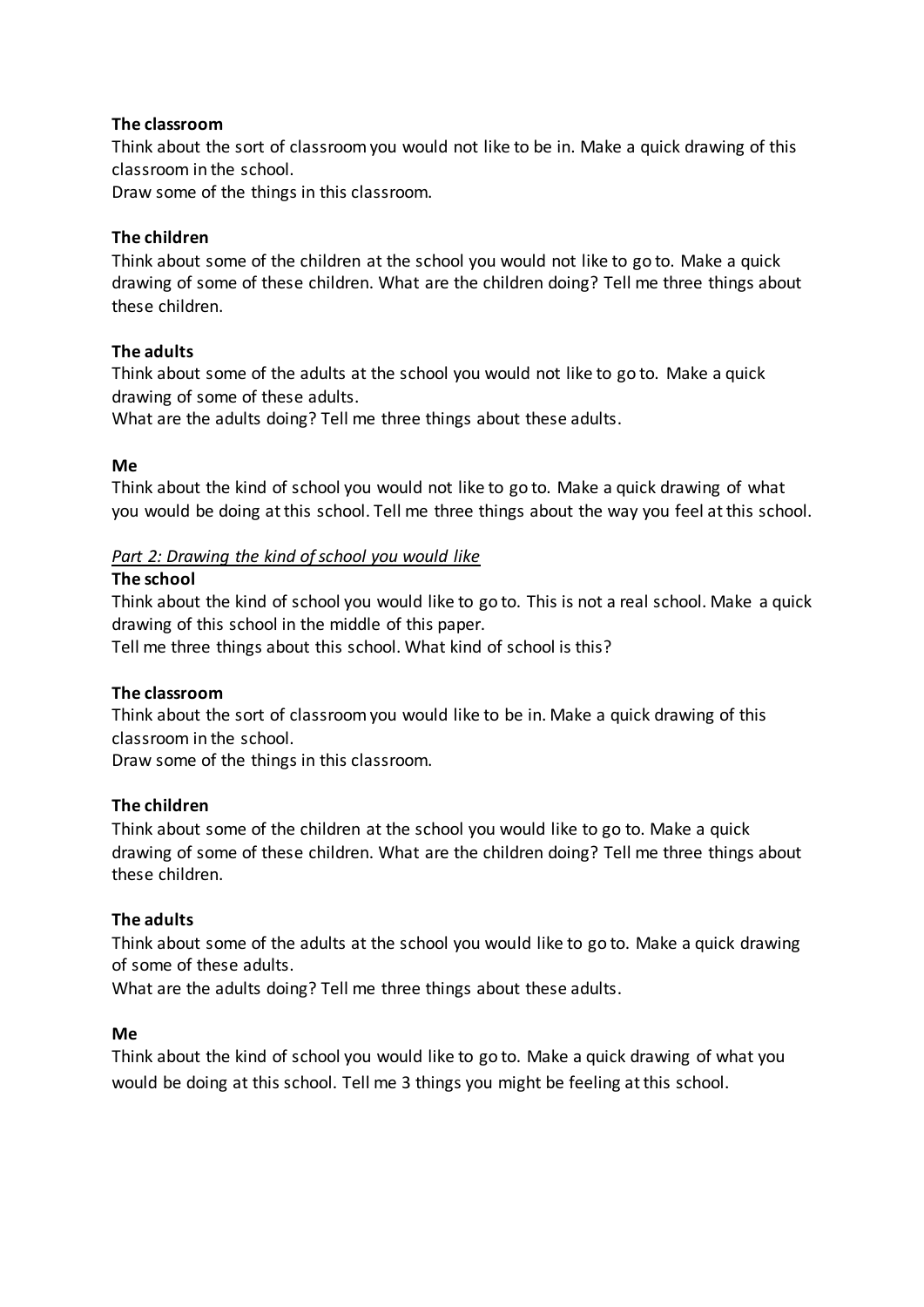**The classroom**

Think about the sort of classroom you would not like to be in. Make a quick drawing of this classroom in the school.
Draw some of the things in this classroom.

**The children**

Think about some of the children at the school you would not like to go to. Make a quick drawing of some of these children. What are the children doing? Tell me three things about these children.

**The adults**

Think about some of the adults at the school you would not like to go to. Make a quick drawing of some of these adults.
What are the adults doing? Tell me three things about these adults.

**Me**

Think about the kind of school you would not like to go to. Make a quick drawing of what you would be doing at this school. Tell me three things about the way you feel at this school.

*Part 2: Drawing the kind of school you would like*

**The school**

Think about the kind of school you would like to go to. This is not a real school. Make a quick drawing of this school in the middle of this paper.
Tell me three things about this school. What kind of school is this?

**The classroom**

Think about the sort of classroom you would like to be in. Make a quick drawing of this classroom in the school.
Draw some of the things in this classroom.

**The children**

Think about some of the children at the school you would like to go to. Make a quick drawing of some of these children. What are the children doing? Tell me three things about these children.

**The adults**

Think about some of the adults at the school you would like to go to. Make a quick drawing of some of these adults.
What are the adults doing? Tell me three things about these adults.

**Me**

Think about the kind of school you would like to go to. Make a quick drawing of what you would be doing at this school. Tell me 3 things you might be feeling at this school.